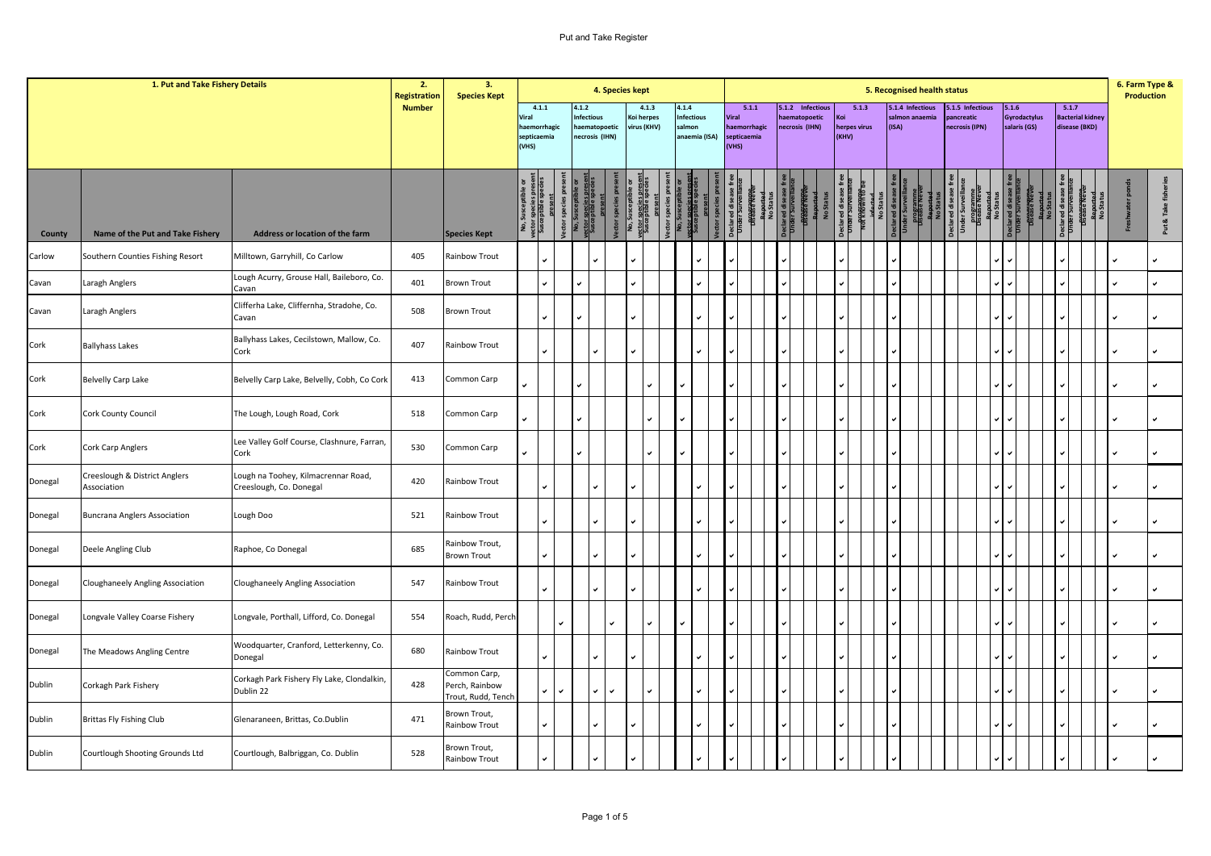| 1. Put and Take Fishery Details | | | 2. Registration Number | 3. Species Kept | 4. Species kept | | | | | | | | | | | | 5. Recognised health status | | | | | | | | | | | | | | | | | | | | | | | | | | | | 6. Farm Type & Production | |
|---|---|---|---|---|---|---|---|---|---|---|---|---|---|---|---|---|---|---|---|---|---|---|---|---|---|---|---|---|---|---|---|---|---|---|---|---|---|---|---|---|---|---|---|---|---|---|
| | | | | | 4.1.1 Viral haemorrhagic septicaemia (VHS) | | | 4.1.2 Infectious haematopoetic necrosis (IHN) | | | 4.1.3 Koi herpes virus (KHV) | | | 4.1.4 Infectious salmon anaemia (ISA) | | | 5.1.1 Viral haemorrhagic septicaemia (VHS) | | | | 5.1.2 Infectious haematopoetic necrosis (IHN) | | | | 5.1.3 Koi herpes virus (KHV) | | | | 5.1.4 Infectious salmon anaemia (ISA) | | | | 5.1.5 Infectious pancreatic necrosis (IPN) | | | | 5.1.6 Gyrodactylus salaris (GS) | | | | 5.1.7 Bacterial kidney disease (BKD) | | | | | |
| County | Name of the Put and Take Fishery | Address or location of the farm | | Species Kept | No, Susceptible or vector species present | Susceptible species present | Vector species present | No, Susceptible or vector species present | Susceptible species present | Vector species present | No, Susceptible or vector species present | Susceptible species present | Vector species present | No, Susceptible or vector species present | Susceptible species present | Vector species present | Declared disease free | Under Surveillance programme | Disease Never Reported | No Status | Declared disease free | Under Surveillance programme | Disease Never Reported | No Status | Declared disease free | Under Surveillance programme | Not known to be infected | No Status | Declared disease free | Under Surveillance programme | Disease Never Reported | No Status | Declared disease free | Under Surveillance programme | Disease Never Reported | No Status | Declared disease free | Under Surveillance programme | Disease Never Reported | No Status | Declared disease free | Under Surveillance programme | Disease Never Reported | No Status | Freshwater ponds | Put & Take fisheries |
| Carlow | Southern Counties Fishing Resort | Milltown, Garryhill, Co Carlow | 405 | Rainbow Trout | | ✓ | | | ✓ | | ✓ | | | | ✓ | | ✓ | | | | ✓ | | | | ✓ | | | | ✓ | | | | | | | ✓ | ✓ | | | | ✓ | | | | ✓ | ✓ |
| Cavan | Laragh Anglers | Lough Acurry, Grouse Hall, Baileboro, Co. Cavan | 401 | Brown Trout | | ✓ | | ✓ | | | ✓ | | | | ✓ | | ✓ | | | | ✓ | | | | ✓ | | | | ✓ | | | | | | | ✓ | ✓ | | | | ✓ | | | | ✓ | ✓ |
| Cavan | Laragh Anglers | Clifferha Lake, Cliffernha, Stradohe, Co. Cavan | 508 | Brown Trout | | ✓ | | ✓ | | | ✓ | | | | ✓ | | ✓ | | | | ✓ | | | | ✓ | | | | ✓ | | | | | | | ✓ | ✓ | | | | ✓ | | | | ✓ | ✓ |
| Cork | Ballyhass Lakes | Ballyhass Lakes, Cecilstown, Mallow, Co. Cork | 407 | Rainbow Trout | | ✓ | | | ✓ | | ✓ | | | | ✓ | | ✓ | | | | ✓ | | | | ✓ | | | | ✓ | | | | | | | ✓ | ✓ | | | | ✓ | | | | ✓ | ✓ |
| Cork | Belvelly Carp Lake | Belvelly Carp Lake, Belvelly, Cobh, Co Cork | 413 | Common Carp | ✓ | | | ✓ | | | | ✓ | | ✓ | | | ✓ | | | | ✓ | | | | ✓ | | | | ✓ | | | | | | | ✓ | ✓ | | | | ✓ | | | | ✓ | ✓ |
| Cork | Cork County Council | The Lough, Lough Road, Cork | 518 | Common Carp | ✓ | | | ✓ | | | | ✓ | | ✓ | | | ✓ | | | | ✓ | | | | ✓ | | | | ✓ | | | | | | | ✓ | ✓ | | | | ✓ | | | | ✓ | ✓ |
| Cork | Cork Carp Anglers | Lee Valley Golf Course, Clashnure, Farran, Cork | 530 | Common Carp | ✓ | | | ✓ | | | | ✓ | | ✓ | | | ✓ | | | | ✓ | | | | ✓ | | | | ✓ | | | | | | | ✓ | ✓ | | | | ✓ | | | | ✓ | ✓ |
| Donegal | Creeslough & District Anglers Association | Lough na Toohey, Kilmacrennar Road, Creeslough, Co. Donegal | 420 | Rainbow Trout | | ✓ | | | ✓ | | ✓ | | | | ✓ | | ✓ | | | | ✓ | | | | ✓ | | | | ✓ | | | | | | | ✓ | ✓ | | | | ✓ | | | | ✓ | ✓ |
| Donegal | Buncrana Anglers Association | Lough Doo | 521 | Rainbow Trout | | ✓ | | | ✓ | | ✓ | | | | ✓ | | ✓ | | | | ✓ | | | | ✓ | | | | ✓ | | | | | | | ✓ | ✓ | | | | ✓ | | | | ✓ | ✓ |
| Donegal | Deele Angling Club | Raphoe, Co Donegal | 685 | Rainbow Trout, Brown Trout | | ✓ | | | ✓ | | ✓ | | | | ✓ | | ✓ | | | | ✓ | | | | ✓ | | | | ✓ | | | | | | | ✓ | ✓ | | | | ✓ | | | | ✓ | ✓ |
| Donegal | Cloughaneely Angling Association | Cloughaneely Angling Association | 547 | Rainbow Trout | | ✓ | | | ✓ | | ✓ | | | | ✓ | | ✓ | | | | ✓ | | | | ✓ | | | | ✓ | | | | | | | ✓ | ✓ | | | | ✓ | | | | ✓ | ✓ |
| Donegal | Longvale Valley Coarse Fishery | Longvale, Porthall, Lifford, Co. Donegal | 554 | Roach, Rudd, Perch | | | ✓ | | | ✓ | | ✓ | | ✓ | | | ✓ | | | | ✓ | | | | ✓ | | | | ✓ | | | | | | | ✓ | ✓ | | | | ✓ | | | | ✓ | ✓ |
| Donegal | The Meadows Angling Centre | Woodquarter, Cranford, Letterkenny, Co. Donegal | 680 | Rainbow Trout | | ✓ | | | ✓ | | ✓ | | | | ✓ | | ✓ | | | | ✓ | | | | ✓ | | | | ✓ | | | | | | | ✓ | ✓ | | | | ✓ | | | | ✓ | ✓ |
| Dublin | Corkagh Park Fishery | Corkagh Park Fishery Fly Lake, Clondalkin, Dublin 22 | 428 | Common Carp, Perch, Rainbow Trout, Rudd, Tench | | ✓ | ✓ | | ✓ | ✓ | | ✓ | | | ✓ | | ✓ | | | | ✓ | | | | ✓ | | | | ✓ | | | | | | | ✓ | ✓ | | | | ✓ | | | | ✓ | ✓ |
| Dublin | Brittas Fly Fishing Club | Glenaraneen, Brittas, Co.Dublin | 471 | Brown Trout, Rainbow Trout | | ✓ | | | ✓ | | ✓ | | | | ✓ | | ✓ | | | | ✓ | | | | ✓ | | | | ✓ | | | | | | | ✓ | ✓ | | | | ✓ | | | | ✓ | ✓ |
| Dublin | Courtlough Shooting Grounds Ltd | Courtlough, Balbriggan, Co. Dublin | 528 | Brown Trout, Rainbow Trout | | ✓ | | | ✓ | | ✓ | | | | ✓ | | ✓ | | | | ✓ | | | | ✓ | | | | ✓ | | | | | | | ✓ | ✓ | | | | ✓ | | | | ✓ | ✓ |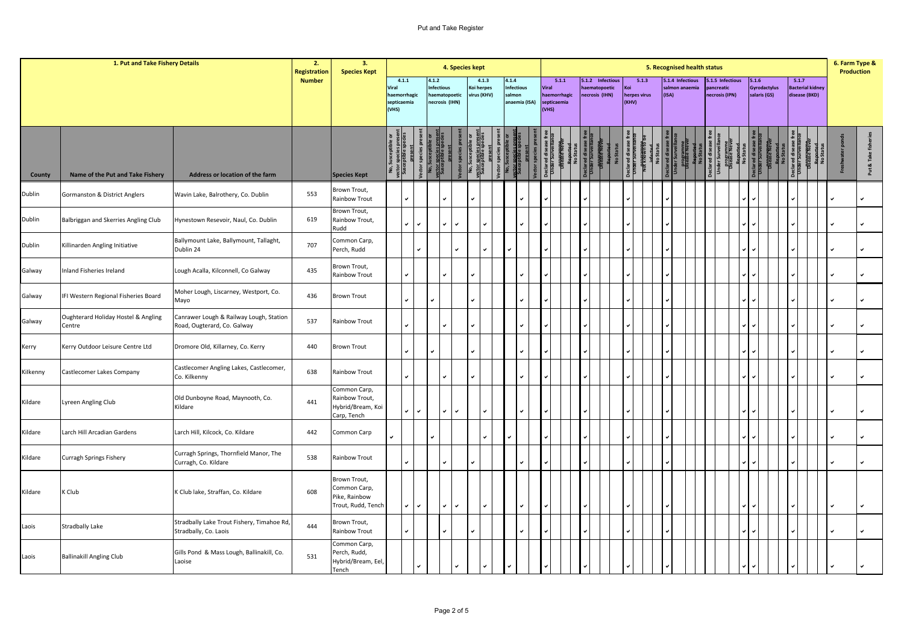| 1. Put and Take Fishery Details | | | 2. Registration Number | 3. Species Kept | 4. Species kept | | | | | | | | | | | | 5. Recognised health status | | | | | | | | | | | | | | | | | | | | | | | | | | | | 6. Farm Type & Production | |
|---|---|---|---|---|---|---|---|---|---|---|---|---|---|---|---|---|---|---|---|---|---|---|---|---|---|---|---|---|---|---|---|---|---|---|---|---|---|---|---|---|---|---|---|---|---|---|
| | | | | | 4.1.1 Viral haemorrhagic septicaemia (VHS) | | | 4.1.2 Infectious haematopoetic necrosis (IHN) | | | 4.1.3 Koi herpes virus (KHV) | | | 4.1.4 Infectious salmon anaemia (ISA) | | | 5.1.1 Viral haemorrhagic septicaemia (VHS) | | | | 5.1.2 Infectious haematopoetic necrosis (IHN) | | | | 5.1.3 Koi herpes virus (KHV) | | | | 5.1.4 Infectious salmon anaemia (ISA) | | | | 5.1.5 Infectious pancreatic necrosis (IPN) | | | | 5.1.6 Gyrodactylus salaris (GS) | | | | 5.1.7 Bacterial kidney disease (BKD) | | | | | |
| County | Name of the Put and Take Fishery | Address or location of the farm | | Species Kept | No, Susceptible or vector species present | Susceptible species present | Vector species present | No, Susceptible or vector species present | Susceptible species present | Vector species present | No, Susceptible or vector species present | Susceptible species present | Vector species present | No, Susceptible or vector species present | Susceptible species present | Vector species present | Declared disease free | Under Surveillance programme | Disease Never Reported | No Status | Declared disease free | Under Surveillance programme | Disease Never Reported | No Status | Declared disease free | Under Surveillance programme | Not known to be infected | No Status | Declared disease free | Under Surveillance programme | Disease Never Reported | No Status | Declared disease free | Under Surveillance programme | Disease Never Reported | No Status | Declared disease free | Under Surveillance programme | Disease Never Reported | No Status | Declared disease free | Under Surveillance programme | Disease Never Reported | No Status | Freshwater ponds | Put & Take fisheries |
| Dublin | Gormanston & District Anglers | Wavin Lake, Balrothery, Co. Dublin | 553 | Brown Trout, Rainbow Trout | | ✔ | | | ✔ | | ✔ | | | | ✔ | | ✔ | | | | ✔ | | | | ✔ | | | | ✔ | | | | | | | ✔ | ✔ | | | | ✔ | | | | ✔ | ✔ |
| Dublin | Balbriggan and Skerries Angling Club | Hynestown Resevoir, Naul, Co. Dublin | 619 | Brown Trout, Rainbow Trout, Rudd | | ✔ | ✔ | | ✔ | ✔ | | ✔ | | | ✔ | | ✔ | | | | ✔ | | | | ✔ | | | | ✔ | | | | | | | ✔ | ✔ | | | | ✔ | | | | ✔ | ✔ |
| Dublin | Killinarden Angling Initiative | Ballymount Lake, Ballymount, Tallaght, Dublin 24 | 707 | Common Carp, Perch, Rudd | | | ✔ | | | ✔ | | ✔ | | ✔ | | | ✔ | | | | ✔ | | | | ✔ | | | | ✔ | | | | | | | ✔ | ✔ | | | | ✔ | | | | ✔ | ✔ |
| Galway | Inland Fisheries Ireland | Lough Acalla, Kilconnell, Co Galway | 435 | Brown Trout, Rainbow Trout | | ✔ | | | ✔ | | ✔ | | | | ✔ | | ✔ | | | | ✔ | | | | ✔ | | | | ✔ | | | | | | | ✔ | ✔ | | | | ✔ | | | | ✔ | ✔ |
| Galway | IFI Western Regional Fisheries Board | Moher Lough, Liscarney, Westport, Co. Mayo | 436 | Brown Trout | | ✔ | | ✔ | | | ✔ | | | | ✔ | | ✔ | | | | ✔ | | | | ✔ | | | | ✔ | | | | | | | ✔ | ✔ | | | | ✔ | | | | ✔ | ✔ |
| Galway | Oughterard Holiday Hostel & Angling Centre | Canrawer Lough & Railway Lough, Station Road, Ougterard, Co. Galway | 537 | Rainbow Trout | | ✔ | | | ✔ | | ✔ | | | | ✔ | | ✔ | | | | ✔ | | | | ✔ | | | | ✔ | | | | | | | ✔ | ✔ | | | | ✔ | | | | ✔ | ✔ |
| Kerry | Kerry Outdoor Leisure Centre Ltd | Dromore Old, Killarney, Co. Kerry | 440 | Brown Trout | | ✔ | | ✔ | | | ✔ | | | | ✔ | | ✔ | | | | ✔ | | | | ✔ | | | | ✔ | | | | | | | ✔ | ✔ | | | | ✔ | | | | ✔ | ✔ |
| Kilkenny | Castlecomer Lakes Company | Castlecomer Angling Lakes, Castlecomer, Co. Kilkenny | 638 | Rainbow Trout | | ✔ | | | ✔ | | ✔ | | | | ✔ | | ✔ | | | | ✔ | | | | ✔ | | | | ✔ | | | | | | | ✔ | ✔ | | | | ✔ | | | | ✔ | ✔ |
| Kildare | Lyreen Angling Club | Old Dunboyne Road, Maynooth, Co. Kildare | 441 | Common Carp, Rainbow Trout, Hybrid/Bream, Koi Carp, Tench | | ✔ | ✔ | | ✔ | ✔ | | ✔ | | | ✔ | | ✔ | | | | ✔ | | | | ✔ | | | | ✔ | | | | | | | ✔ | ✔ | | | | ✔ | | | | ✔ | ✔ |
| Kildare | Larch Hill Arcadian Gardens | Larch Hill, Kilcock, Co. Kildare | 442 | Common Carp | ✔ | | | ✔ | | | | ✔ | | ✔ | | | ✔ | | | | ✔ | | | | ✔ | | | | ✔ | | | | | | | ✔ | ✔ | | | | ✔ | | | | ✔ | ✔ |
| Kildare | Curragh Springs Fishery | Curragh Springs, Thornfield Manor, The Curragh, Co. Kildare | 538 | Rainbow Trout | | ✔ | | | ✔ | | ✔ | | | | ✔ | | ✔ | | | | ✔ | | | | ✔ | | | | ✔ | | | | | | | ✔ | ✔ | | | | ✔ | | | | ✔ | ✔ |
| Kildare | K Club | K Club lake, Straffan, Co. Kildare | 608 | Brown Trout, Common Carp, Pike, Rainbow Trout, Rudd, Tench | | ✔ | ✔ | | ✔ | ✔ | | ✔ | | | ✔ | | ✔ | | | | ✔ | | | | ✔ | | | | ✔ | | | | | | | ✔ | ✔ | | | | ✔ | | | | ✔ | ✔ |
| Laois | Stradbally Lake | Stradbally Lake Trout Fishery, Timahoe Rd, Stradbally, Co. Laois | 444 | Brown Trout, Rainbow Trout | | ✔ | | | ✔ | | ✔ | | | | ✔ | | ✔ | | | | ✔ | | | | ✔ | | | | ✔ | | | | | | | ✔ | ✔ | | | | ✔ | | | | ✔ | ✔ |
| Laois | Ballinakill Angling Club | Gills Pond & Mass Lough, Ballinakill, Co. Laoise | 531 | Common Carp, Perch, Rudd, Hybrid/Bream, Eel, Tench | | | ✔ | | | ✔ | | ✔ | | ✔ | | | ✔ | | | | ✔ | | | | ✔ | | | | ✔ | | | | | | | ✔ | ✔ | | | | ✔ | | | | ✔ | ✔ |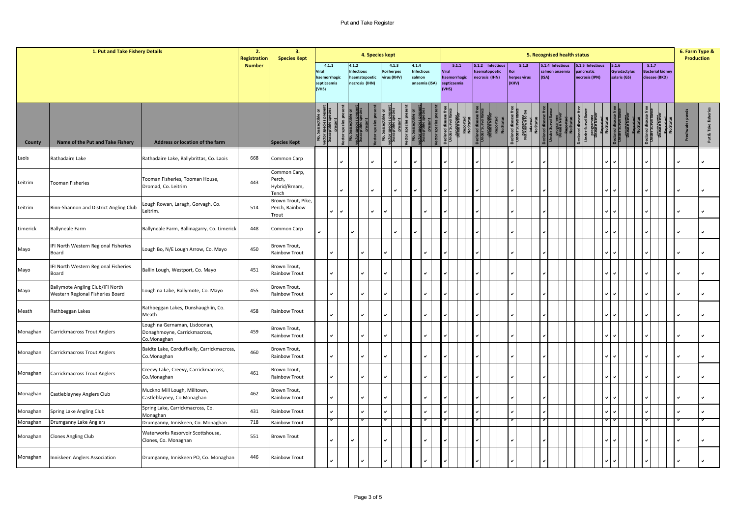# Put and Take Register

| 1. Put and Take Fishery Details | | | 2. Registration Number | 3. Species Kept | 4. Species kept | | | | | | | | | | | | 5. Recognised health status | | | | | | | | | | | | | | | | | | | | | | | | | | | | 6. Farm Type & Production | |
|---|---|---|---|---|---|---|---|---|---|---|---|---|---|---|---|---|---|---|---|---|---|---|---|---|---|---|---|---|---|---|---|---|---|---|---|---|---|---|---|---|---|---|---|---|---|---|
| | | | | | 4.1.1 Viral haemorrhagic septicaemia (VHS) | | | 4.1.2 Infectious haematopoetic necrosis (IHN) | | | 4.1.3 Koi herpes virus (KHV) | | | 4.1.4 Infectious salmon anaemia (ISA) | | | 5.1.1 Viral haemorrhagic septicaemia (VHS) | | | | 5.1.2 Infectious haematopoetic necrosis (IHN) | | | | 5.1.3 Koi herpes virus (KHV) | | | | 5.1.4 Infectious salmon anaemia (ISA) | | | | 5.1.5 Infectious pancreatic necrosis (IPN) | | | | 5.1.6 Gyrodactylus salaris (GS) | | | | 5.1.7 Bacterial kidney disease (BKD) | | | | | |
| County | Name of the Put and Take Fishery | Address or location of the farm | | Species Kept | No, Susceptible or vector species present | Susceptible species present | Vector species present | No, Susceptible or vector species present | Susceptible species present | Vector species present | No, Susceptible or vector species present | Susceptible species present | Vector species present | No, Susceptible or vector species present | Susceptible species present | Vector species present | Declared disease free | Under Surveillance programme | Disease Never Reported | No Status | Declared disease free | Under Surveillance programme | Disease Never Reported | No Status | Declared disease free | Under Surveillance programme | Not known to be infected | No Status | Declared disease free | Under Surveillance programme | Disease Never Reported | No Status | Declared disease free | Under Surveillance programme | Disease Never Reported | No Status | Declared disease free | Under Surveillance programme | Disease Never Reported | No Status | Declared disease free | Under Surveillance programme | Disease Never Reported | No Status | Freshwater ponds | Put & Take fisheries |
| Laois | Rathadaire Lake | Rathadaire Lake, Ballybrittas, Co. Laois | 668 | Common Carp | | | ✓ | | | ✓ | | ✓ | | ✓ | | | ✓ | | | | ✓ | | | | ✓ | | | | ✓ | | | | | | | ✓ | ✓ | | | | ✓ | | | | ✓ | ✓ |
| Leitrim | Tooman Fisheries | Tooman Fisheries, Tooman House, Dromad, Co. Leitrim | 443 | Common Carp, Perch, Hybrid/Bream, Tench | | | ✓ | | | ✓ | | ✓ | | ✓ | | | ✓ | | | | ✓ | | | | ✓ | | | | ✓ | | | | | | | ✓ | ✓ | | | | ✓ | | | | ✓ | ✓ |
| Leitrim | Rinn-Shannon and District Angling Club | Lough Rowan, Laragh, Gorvagh, Co. Leitrim. | 514 | Brown Trout, Pike, Perch, Rainbow Trout | | ✓ | ✓ | | | ✓ | ✓ | | | | ✓ | | ✓ | | | | ✓ | | | | ✓ | | | | ✓ | | | | | | | ✓ | ✓ | | | | ✓ | | | | ✓ | ✓ |
| Limerick | Ballyneale Farm | Ballyneale Farm, Ballinagarry, Co. Limerick | 448 | Common Carp | ✓ | | | ✓ | | | | ✓ | | ✓ | | | ✓ | | | | ✓ | | | | ✓ | | | | ✓ | | | | | | | ✓ | ✓ | | | | ✓ | | | | ✓ | ✓ |
| Mayo | IFI North Western Regional Fisheries Board | Lough Bo, N/E Lough Arrow, Co. Mayo | 450 | Brown Trout, Rainbow Trout | | ✓ | | | ✓ | | ✓ | | | | ✓ | | ✓ | | | | ✓ | | | | ✓ | | | | ✓ | | | | | | | ✓ | ✓ | | | | ✓ | | | | ✓ | ✓ |
| Mayo | IFI North Western Regional Fisheries Board | Ballin Lough, Westport, Co. Mayo | 451 | Brown Trout, Rainbow Trout | | ✓ | | | ✓ | | ✓ | | | | ✓ | | ✓ | | | | ✓ | | | | ✓ | | | | ✓ | | | | | | | ✓ | ✓ | | | | ✓ | | | | ✓ | ✓ |
| Mayo | Ballymote Angling Club/IFI North Western Regional Fisheries Board | Lough na Labe, Ballymote, Co. Mayo | 455 | Brown Trout, Rainbow Trout | | ✓ | | | ✓ | | ✓ | | | | ✓ | | ✓ | | | | ✓ | | | | ✓ | | | | ✓ | | | | | | | ✓ | ✓ | | | | ✓ | | | | ✓ | ✓ |
| Meath | Rathbeggan Lakes | Rathbeggan Lakes, Dunshaughlin, Co. Meath | 458 | Rainbow Trout | | ✓ | | | ✓ | | ✓ | | | | ✓ | | ✓ | | | | ✓ | | | | ✓ | | | | ✓ | | | | | | | ✓ | ✓ | | | | ✓ | | | | ✓ | ✓ |
| Monaghan | Carrickmacross Trout Anglers | Lough na Gernaman, Lisdoonan, Donaghmoyne, Carrickmacross, Co.Monaghan | 459 | Brown Trout, Rainbow Trout | | ✓ | | | ✓ | | ✓ | | | | ✓ | | ✓ | | | | ✓ | | | | ✓ | | | | ✓ | | | | | | | ✓ | ✓ | | | | ✓ | | | | ✓ | ✓ |
| Monaghan | Carrickmacross Trout Anglers | Baidte Lake, Corduffkelly, Carrickmacross, Co.Monaghan | 460 | Brown Trout, Rainbow Trout | | ✓ | | | ✓ | | ✓ | | | | ✓ | | ✓ | | | | ✓ | | | | ✓ | | | | ✓ | | | | | | | ✓ | ✓ | | | | ✓ | | | | ✓ | ✓ |
| Monaghan | Carrickmacross Trout Anglers | Creevy Lake, Creevy, Carrickmacross, Co.Monaghan | 461 | Brown Trout, Rainbow Trout | | ✓ | | | ✓ | | ✓ | | | | ✓ | | ✓ | | | | ✓ | | | | ✓ | | | | ✓ | | | | | | | ✓ | ✓ | | | | ✓ | | | | ✓ | ✓ |
| Monaghan | Castleblayney Anglers Club | Muckno Mill Lough, Milltown, Castleblayney, Co Monaghan | 462 | Brown Trout, Rainbow Trout | | ✓ | | | ✓ | | ✓ | | | | ✓ | | ✓ | | | | ✓ | | | | ✓ | | | | ✓ | | | | | | | ✓ | ✓ | | | | ✓ | | | | ✓ | ✓ |
| Monaghan | Spring Lake Angling Club | Spring Lake, Carrickmacross, Co. Monaghan | 431 | Rainbow Trout | | ✓ | | | ✓ | | ✓ | | | | ✓ | | ✓ | | | | ✓ | | | | ✓ | | | | ✓ | | | | | | | ✓ | ✓ | | | | ✓ | | | | ✓ | ✓ |
| Monaghan | Drumganny Lake Anglers | Drumganny, Inniskeen, Co. Monaghan | 718 | Rainbow Trout | | ✓ | | | ✓ | | ✓ | | | | ✓ | | ✓ | | | | ✓ | | | | ✓ | | | | ✓ | | | | | | | ✓ | ✓ | | | | ✓ | | | | ✓ | ✓ |
| Monaghan | Clones Angling Club | Waterworks Resorvoir Scottshouse, Clones, Co. Monaghan | 551 | Brown Trout | | ✓ | | ✓ | | | ✓ | | | | ✓ | | ✓ | | | | ✓ | | | | ✓ | | | | ✓ | | | | | | | ✓ | ✓ | | | | ✓ | | | | ✓ | ✓ |
| Monaghan | Inniskeen Anglers Association | Drumganny, Inniskeen PO, Co. Monaghan | 446 | Rainbow Trout | | ✓ | | | ✓ | | ✓ | | | | ✓ | | ✓ | | | | ✓ | | | | ✓ | | | | ✓ | | | | | | | ✓ | ✓ | | | | ✓ | | | | ✓ | ✓ |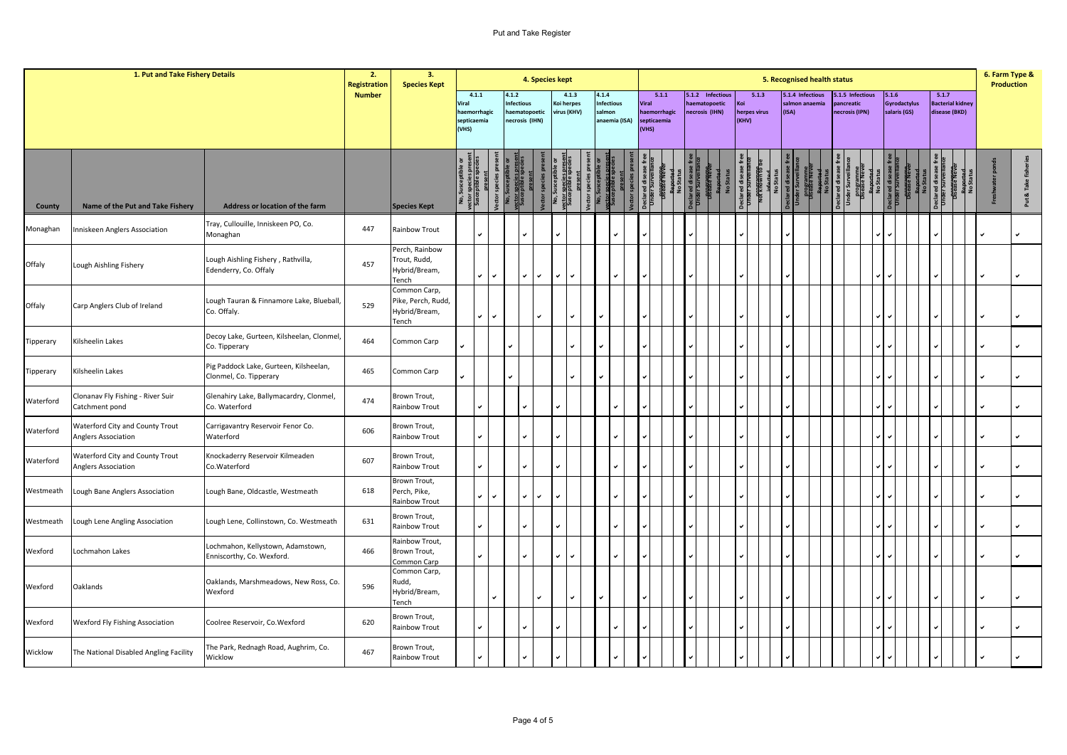| 1. Put and Take Fishery Details | | | 2. Registration Number | 3. Species Kept | 4. Species kept | | | | | | | | | | | | 5. Recognised health status | | | | | | | | | | | | | | | | | | | | | | | | | | | | 6. Farm Type & Production | |
|---|---|---|---|---|---|---|---|---|---|---|---|---|---|---|---|---|---|---|---|---|---|---|---|---|---|---|---|---|---|---|---|---|---|---|---|---|---|---|---|---|---|---|---|---|---|---|
| | | | | | 4.1.1 Viral haemorrhagic septicaemia (VHS) | | | 4.1.2 Infectious haematopoetic necrosis (IHN) | | | 4.1.3 Koi herpes virus (KHV) | | | 4.1.4 Infectious salmon anaemia (ISA) | | | 5.1.1 Viral haemorrhagic septicaemia (VHS) | | | | 5.1.2 Infectious haematopoetic necrosis (IHN) | | | | 5.1.3 Koi herpes virus (KHV) | | | | 5.1.4 Infectious salmon anaemia (ISA) | | | | 5.1.5 Infectious pancreatic necrosis (IPN) | | | | 5.1.6 Gyrodactylus salaris (GS) | | | | 5.1.7 Bacterial kidney disease (BKD) | | | | | |
| County | Name of the Put and Take Fishery | Address or location of the farm | | Species Kept | No, Susceptible or vector species present | Susceptible species present | Vector species present | No, Susceptible or vector species present | Susceptible species present | Vector species present | No, Susceptible or vector species present | Susceptible species present | Vector species present | No, Susceptible or vector species present | Susceptible species present | Vector species present | Declared disease free | Under Surveillance programme | Disease Never Reported | No Status | Declared disease free | Under Surveillance programme | Disease Never Reported | No Status | Declared disease free | Under Surveillance programme | Not known to be infected | No Status | Declared disease free | Under Surveillance programme | Disease Never Reported | No Status | Declared disease free | Under Surveillance programme | Disease Never Reported | No Status | Declared disease free | Under Surveillance programme | Disease Never Reported | No Status | Declared disease free | Under Surveillance programme | Disease Never Reported | No Status | Freshwater ponds | Put & Take fisheries |
| Monaghan | Inniskeen Anglers Association | Tray, Cullouille, Inniskeen PO, Co. Monaghan | 447 | Rainbow Trout | | ✓ | | | ✓ | | ✓ | | | | ✓ | | ✓ | | | | ✓ | | | | ✓ | | | | ✓ | | | | | | | ✓ | ✓ | | | | ✓ | | | | ✓ | ✓ |
| Offaly | Lough Aishling Fishery | Lough Aishling Fishery , Rathvilla, Edenderry, Co. Offaly | 457 | Perch, Rainbow Trout, Rudd, Hybrid/Bream, Tench | | ✓ | ✓ | | ✓ | ✓ | ✓ | ✓ | | | ✓ | | ✓ | | | | ✓ | | | | ✓ | | | | ✓ | | | | | | | ✓ | ✓ | | | | ✓ | | | | ✓ | ✓ |
| Offaly | Carp Anglers Club of Ireland | Lough Tauran & Finnamore Lake, Blueball, Co. Offaly. | 529 | Common Carp, Pike, Perch, Rudd, Hybrid/Bream, Tench | | ✓ | ✓ | | | ✓ | | ✓ | | ✓ | | | ✓ | | | | ✓ | | | | ✓ | | | | ✓ | | | | | | | ✓ | ✓ | | | | ✓ | | | | ✓ | ✓ |
| Tipperary | Kilsheelin Lakes | Decoy Lake, Gurteen, Kilsheelan, Clonmel, Co. Tipperary | 464 | Common Carp | ✓ | | | ✓ | | | | ✓ | | ✓ | | | ✓ | | | | ✓ | | | | ✓ | | | | ✓ | | | | | | | ✓ | ✓ | | | | ✓ | | | | ✓ | ✓ |
| Tipperary | Kilsheelin Lakes | Pig Paddock Lake, Gurteen, Kilsheelan, Clonmel, Co. Tipperary | 465 | Common Carp | ✓ | | | ✓ | | | | ✓ | | ✓ | | | ✓ | | | | ✓ | | | | ✓ | | | | ✓ | | | | | | | ✓ | ✓ | | | | ✓ | | | | ✓ | ✓ |
| Waterford | Clonanav Fly Fishing - River Suir Catchment pond | Glenahiry Lake, Ballymacardry, Clonmel, Co. Waterford | 474 | Brown Trout, Rainbow Trout | | ✓ | | | ✓ | | ✓ | | | | ✓ | | ✓ | | | | ✓ | | | | ✓ | | | | ✓ | | | | | | | ✓ | ✓ | | | | ✓ | | | | ✓ | ✓ |
| Waterford | Waterford City and County Trout Anglers Association | Carrigavantry Reservoir Fenor Co. Waterford | 606 | Brown Trout, Rainbow Trout | | ✓ | | | ✓ | | ✓ | | | | ✓ | | ✓ | | | | ✓ | | | | ✓ | | | | ✓ | | | | | | | ✓ | ✓ | | | | ✓ | | | | ✓ | ✓ |
| Waterford | Waterford City and County Trout Anglers Association | Knockaderry Reservoir Kilmeaden Co.Waterford | 607 | Brown Trout, Rainbow Trout | | ✓ | | | ✓ | | ✓ | | | | ✓ | | ✓ | | | | ✓ | | | | ✓ | | | | ✓ | | | | | | | ✓ | ✓ | | | | ✓ | | | | ✓ | ✓ |
| Westmeath | Lough Bane Anglers Association | Lough Bane, Oldcastle, Westmeath | 618 | Brown Trout, Perch, Pike, Rainbow Trout | | ✓ | ✓ | | ✓ | ✓ | ✓ | | | | ✓ | | ✓ | | | | ✓ | | | | ✓ | | | | ✓ | | | | | | | ✓ | ✓ | | | | ✓ | | | | ✓ | ✓ |
| Westmeath | Lough Lene Angling Association | Lough Lene, Collinstown, Co. Westmeath | 631 | Brown Trout, Rainbow Trout | | ✓ | | | ✓ | | ✓ | | | | ✓ | | ✓ | | | | ✓ | | | | ✓ | | | | ✓ | | | | | | | ✓ | ✓ | | | | ✓ | | | | ✓ | ✓ |
| Wexford | Lochmahon Lakes | Lochmahon, Kellystown, Adamstown, Enniscorthy, Co. Wexford. | 466 | Rainbow Trout, Brown Trout, Common Carp | | ✓ | | | ✓ | | ✓ | ✓ | | | ✓ | | ✓ | | | | ✓ | | | | ✓ | | | | ✓ | | | | | | | ✓ | ✓ | | | | ✓ | | | | ✓ | ✓ |
| Wexford | Oaklands | Oaklands, Marshmeadows, New Ross, Co. Wexford | 596 | Common Carp, Rudd, Hybrid/Bream, Tench | | | ✓ | | | ✓ | | ✓ | | ✓ | | | ✓ | | | | ✓ | | | | ✓ | | | | ✓ | | | | | | | ✓ | ✓ | | | | ✓ | | | | ✓ | ✓ |
| Wexford | Wexford Fly Fishing Association | Coolree Reservoir, Co.Wexford | 620 | Brown Trout, Rainbow Trout | | ✓ | | | ✓ | | ✓ | | | | ✓ | | ✓ | | | | ✓ | | | | ✓ | | | | ✓ | | | | | | | ✓ | ✓ | | | | ✓ | | | | ✓ | ✓ |
| Wicklow | The National Disabled Angling Facility | The Park, Rednagh Road, Aughrim, Co. Wicklow | 467 | Brown Trout, Rainbow Trout | | ✓ | | | ✓ | | ✓ | | | | ✓ | | ✓ | | | | ✓ | | | | ✓ | | | | ✓ | | | | | | | ✓ | ✓ | | | | ✓ | | | | ✓ | ✓ |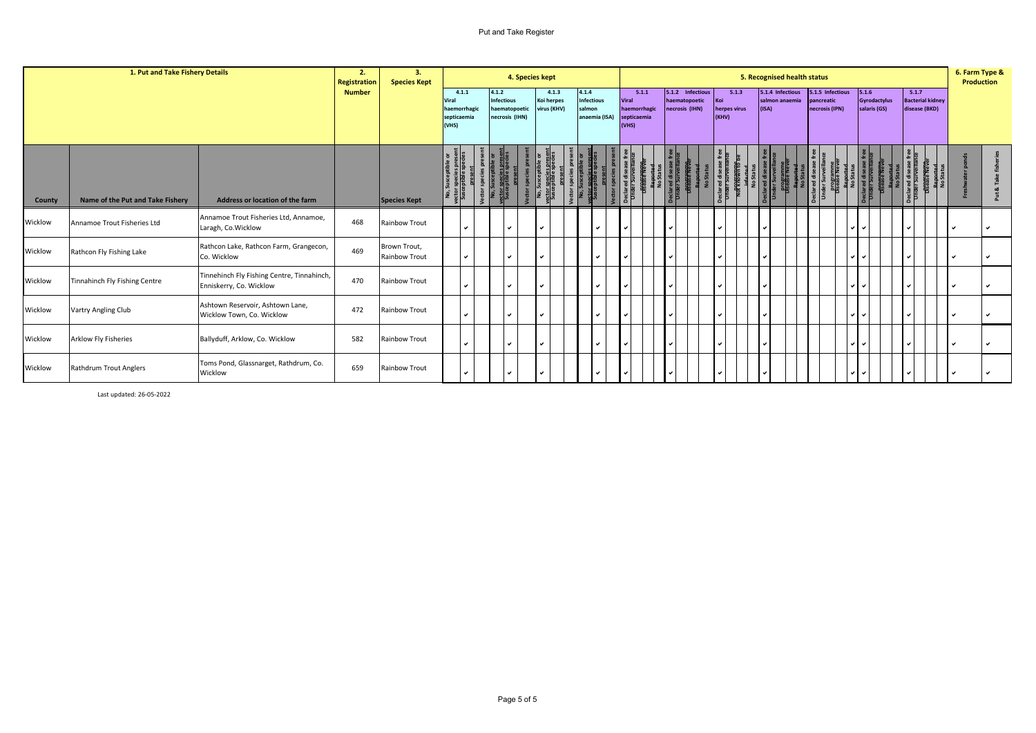# Put and Take Register

| 1. Put and Take Fishery Details | | | 2. Registration Number | 3. Species Kept | 4. Species kept | | | | | | | | | | | | 5. Recognised health status | | | | | | | | | | | | | | | | | | | | | | | | | | | | 6. Farm Type & Production | |
|---|---|---|---|---|---|---|---|---|---|---|---|---|---|---|---|---|---|---|---|---|---|---|---|---|---|---|---|---|---|---|---|---|---|---|---|---|---|---|---|---|---|---|---|---|---|---|
| | | | | | 4.1.1 Viral haemorrhagic septicaemia (VHS) | | | 4.1.2 Infectious haematopoetic necrosis (IHN) | | | 4.1.3 Koi herpes virus (KHV) | | | 4.1.4 Infectious salmon anaemia (ISA) | | | 5.1.1 Viral haemorrhagic septicaemia (VHS) | | | | 5.1.2 Infectious haematopoetic necrosis (IHN) | | | | 5.1.3 Koi herpes virus (KHV) | | | | 5.1.4 Infectious salmon anaemia (ISA) | | | | 5.1.5 Infectious pancreatic necrosis (IPN) | | | | 5.1.6 Gyrodactylus salaris (GS) | | | | 5.1.7 Bacterial kidney disease (BKD) | | | | | |
| County | Name of the Put and Take Fishery | Address or location of the farm | | Species Kept | No, Susceptible or vector species present | Susceptible species present | Vector species present | No, Susceptible or vector species present | Susceptible species present | Vector species present | No, Susceptible or vector species present | Susceptible species present | Vector species present | No, Susceptible or vector species present | Susceptible species present | Vector species present | Declared disease free | Under Surveillance programme | Disease Never Reported | No Status | Declared disease free | Under Surveillance programme | Disease Never Reported | No Status | Declared disease free | Under Surveillance programme | Not known to be infected | No Status | Declared disease free | Under Surveillance programme | Disease Never Reported | No Status | Declared disease free | Under Surveillance programme | Disease Never Reported | No Status | Declared disease free | Under Surveillance programme | Disease Never Reported | No Status | Declared disease free | Under Surveillance programme | Disease Never Reported | No Status | Freshwater ponds | Put & Take fisheries |
| Wicklow | Annamoe Trout Fisheries Ltd | Annamoe Trout Fisheries Ltd, Annamoe, Laragh, Co.Wicklow | 468 | Rainbow Trout | | ✓ | | | ✓ | | ✓ | | | | ✓ | | ✓ | | | | ✓ | | | | ✓ | | | | ✓ | | | | | | | ✓ | ✓ | | | | ✓ | | | | ✓ | ✓ |
| Wicklow | Rathcon Fly Fishing Lake | Rathcon Lake, Rathcon Farm, Grangecon, Co. Wicklow | 469 | Brown Trout, Rainbow Trout | | ✓ | | | ✓ | | ✓ | | | | ✓ | | ✓ | | | | ✓ | | | | ✓ | | | | ✓ | | | | | | | ✓ | ✓ | | | | ✓ | | | | ✓ | ✓ |
| Wicklow | Tinnahinch Fly Fishing Centre | Tinnehinch Fly Fishing Centre, Tinnahinch, Enniskerry, Co. Wicklow | 470 | Rainbow Trout | | ✓ | | | ✓ | | ✓ | | | | ✓ | | ✓ | | | | ✓ | | | | ✓ | | | | ✓ | | | | | | | ✓ | ✓ | | | | ✓ | | | | ✓ | ✓ |
| Wicklow | Vartry Angling Club | Ashtown Reservoir, Ashtown Lane, Wicklow Town, Co. Wicklow | 472 | Rainbow Trout | | ✓ | | | ✓ | | ✓ | | | | ✓ | | ✓ | | | | ✓ | | | | ✓ | | | | ✓ | | | | | | | ✓ | ✓ | | | | ✓ | | | | ✓ | ✓ |
| Wicklow | Arklow Fly Fisheries | Ballyduff, Arklow, Co. Wicklow | 582 | Rainbow Trout | | ✓ | | | ✓ | | ✓ | | | | ✓ | | ✓ | | | | ✓ | | | | ✓ | | | | ✓ | | | | | | | ✓ | ✓ | | | | ✓ | | | | ✓ | ✓ |
| Wicklow | Rathdrum Trout Anglers | Toms Pond, Glassnarget, Rathdrum, Co. Wicklow | 659 | Rainbow Trout | | ✓ | | | ✓ | | ✓ | | | | ✓ | | ✓ | | | | ✓ | | | | ✓ | | | | ✓ | | | | | | | ✓ | ✓ | | | | ✓ | | | | ✓ | ✓ |

Last updated: 26-05-2022